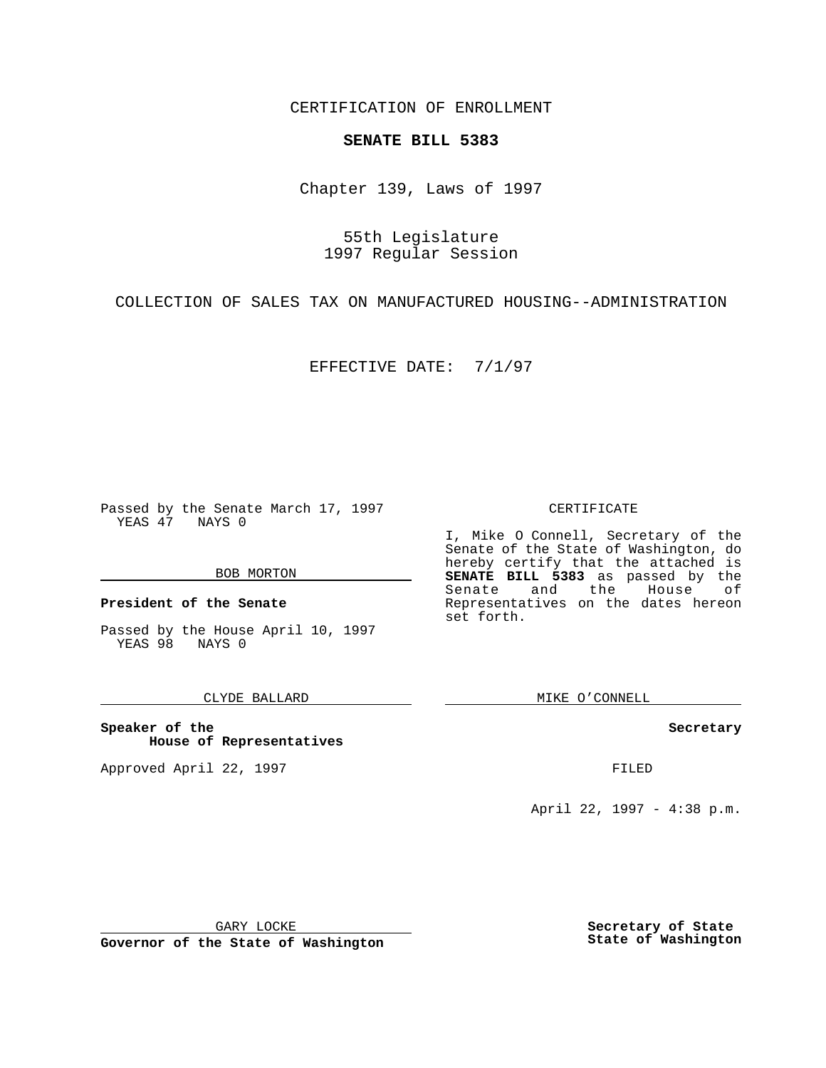CERTIFICATION OF ENROLLMENT

**SENATE BILL 5383**

Chapter 139, Laws of 1997

55th Legislature
1997 Regular Session

COLLECTION OF SALES TAX ON MANUFACTURED HOUSING--ADMINISTRATION

EFFECTIVE DATE: 7/1/97

Passed by the Senate March 17, 1997
YEAS 47 NAYS 0

BOB MORTON

**President of the Senate**

Passed by the House April 10, 1997
YEAS 98 NAYS 0

CLYDE BALLARD

**Speaker of the House of Representatives**

Approved April 22, 1997

GARY LOCKE

**Governor of the State of Washington**

CERTIFICATE

I, Mike O Connell, Secretary of the Senate of the State of Washington, do hereby certify that the attached is **SENATE BILL 5383** as passed by the Senate and the House of Representatives on the dates hereon set forth.

MIKE O'CONNELL

**Secretary**

FILED

April 22, 1997 - 4:38 p.m.

**Secretary of State State of Washington**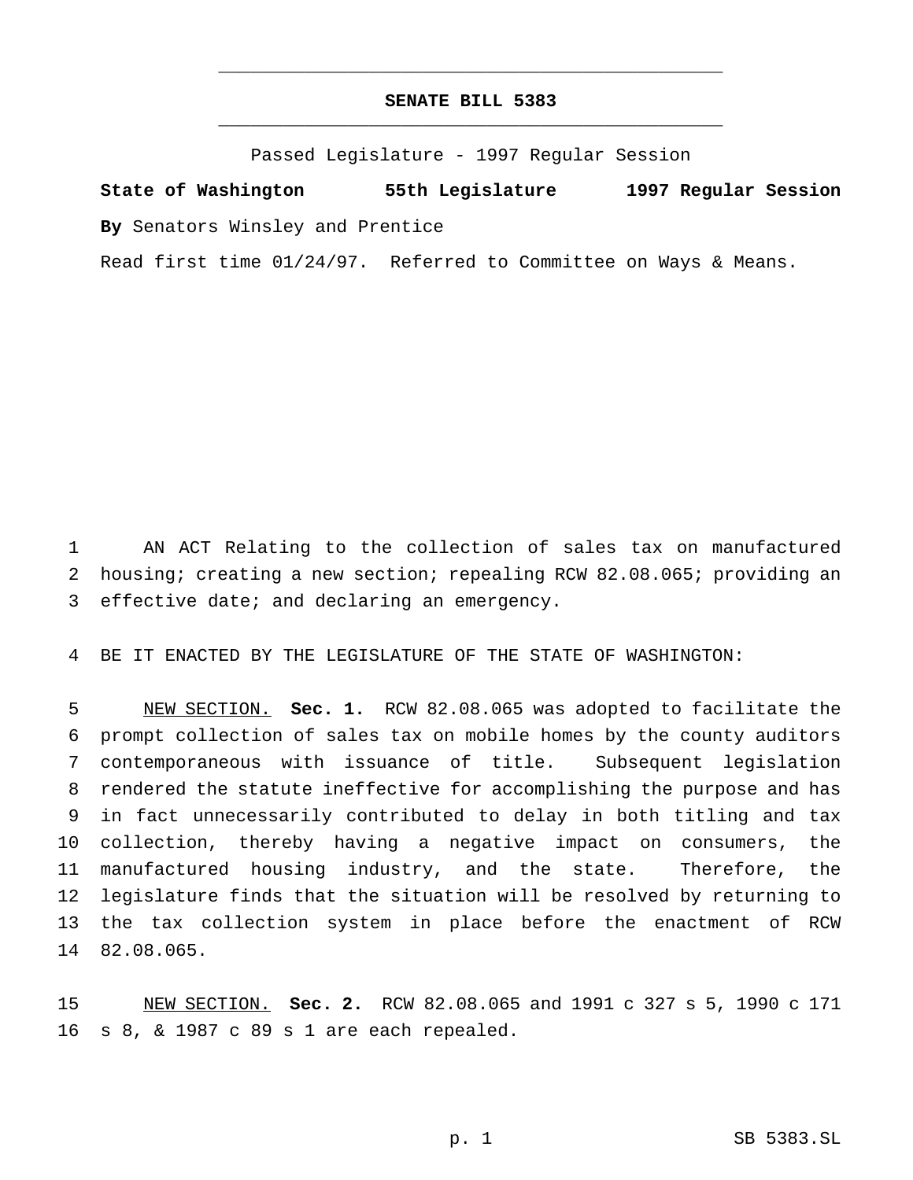# SENATE BILL 5383

Passed Legislature - 1997 Regular Session

**State of Washington 55th Legislature 1997 Regular Session**

**By** Senators Winsley and Prentice

Read first time 01/24/97. Referred to Committee on Ways & Means.

AN ACT Relating to the collection of sales tax on manufactured housing; creating a new section; repealing RCW 82.08.065; providing an effective date; and declaring an emergency.

BE IT ENACTED BY THE LEGISLATURE OF THE STATE OF WASHINGTON:

NEW SECTION. **Sec. 1.** RCW 82.08.065 was adopted to facilitate the prompt collection of sales tax on mobile homes by the county auditors contemporaneous with issuance of title. Subsequent legislation rendered the statute ineffective for accomplishing the purpose and has in fact unnecessarily contributed to delay in both titling and tax collection, thereby having a negative impact on consumers, the manufactured housing industry, and the state. Therefore, the legislature finds that the situation will be resolved by returning to the tax collection system in place before the enactment of RCW 82.08.065.

NEW SECTION. **Sec. 2.** RCW 82.08.065 and 1991 c 327 s 5, 1990 c 171 s 8, & 1987 c 89 s 1 are each repealed.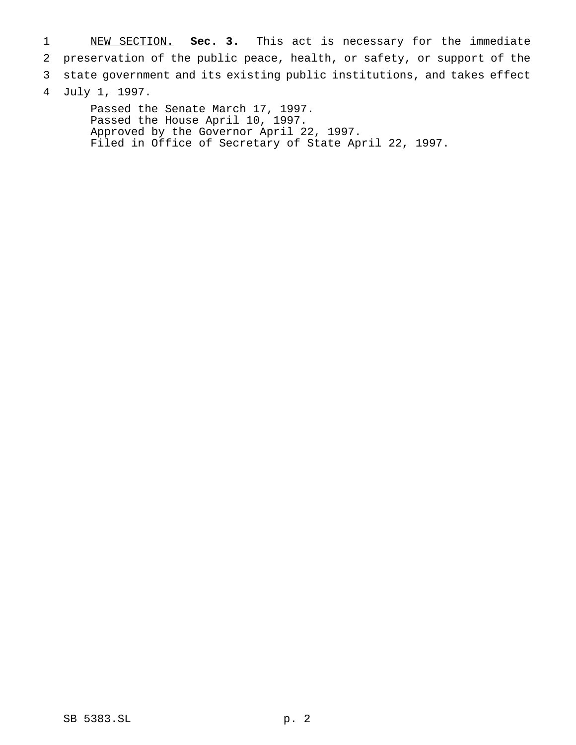NEW SECTION. **Sec. 3.** This act is necessary for the immediate preservation of the public peace, health, or safety, or support of the state government and its existing public institutions, and takes effect July 1, 1997.

Passed the Senate March 17, 1997.
Passed the House April 10, 1997.
Approved by the Governor April 22, 1997.
Filed in Office of Secretary of State April 22, 1997.